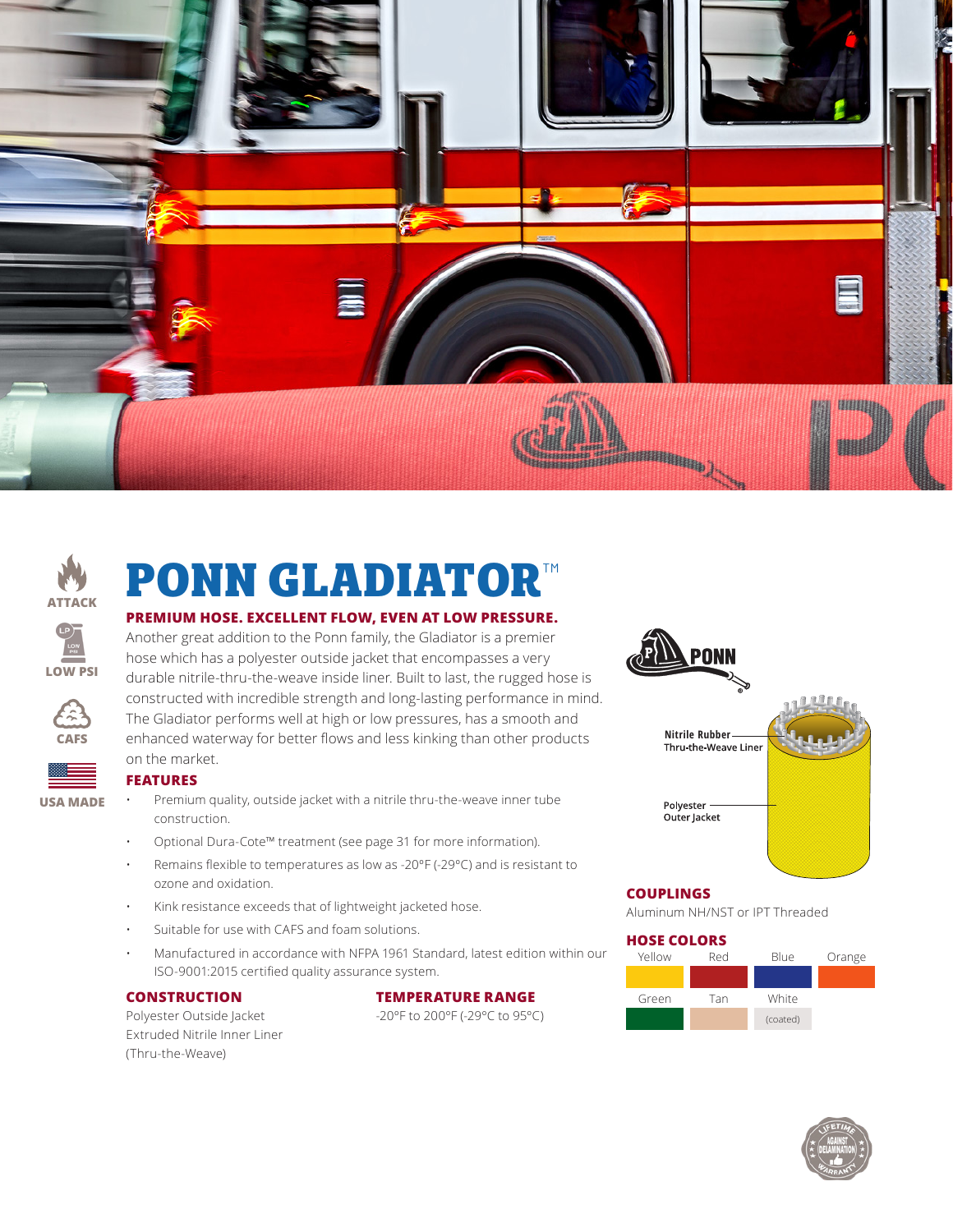ATTACK

LOW PSI

CAFS

USA MADE

# PONN GLADIATOR™

## PREMIUM HOSE. EXCELLENT FLOW, EVEN AT LOW PRESSURE.

Another great addition to the Ponn family, the Gladiator is a premier hose which has a polyester outside jacket that encompasses a very durable nitrile-thru-the-weave inside liner. Built to last, the rugged hose is constructed with incredible strength and long-lasting performance in mind. The Gladiator performs well at high or low pressures, has a smooth and enhanced waterway for better flows and less kinking than other products on the market.

### FEATURES

- Premium quality, outside jacket with a nitrile thru-the-weave inner tube construction.
- Optional Dura-Cote™ treatment (see page 31 for more information).
- Remains flexible to temperatures as low as -20°F (-29°C) and is resistant to ozone and oxidation.
- Kink resistance exceeds that of lightweight jacketed hose.
- Suitable for use with CAFS and foam solutions.
- Manufactured in accordance with NFPA 1961 Standard, latest edition within our ISO-9001:2015 certified quality assurance system.

### CONSTRUCTION

Polyester Outside Jacket
Extruded Nitrile Inner Liner
(Thru-the-Weave)

### TEMPERATURE RANGE

-20°F to 200°F (-29°C to 95°C)

PONN

Nitrile Rubber Thru-the-Weave Liner

Polyester Outer Jacket

### COUPLINGS

Aluminum NH/NST or IPT Threaded

### HOSE COLORS

Yellow, Red, Blue, Orange, Green, Tan, White (coated)

LIFETIME AGAINST DELAMINATION WARRANTY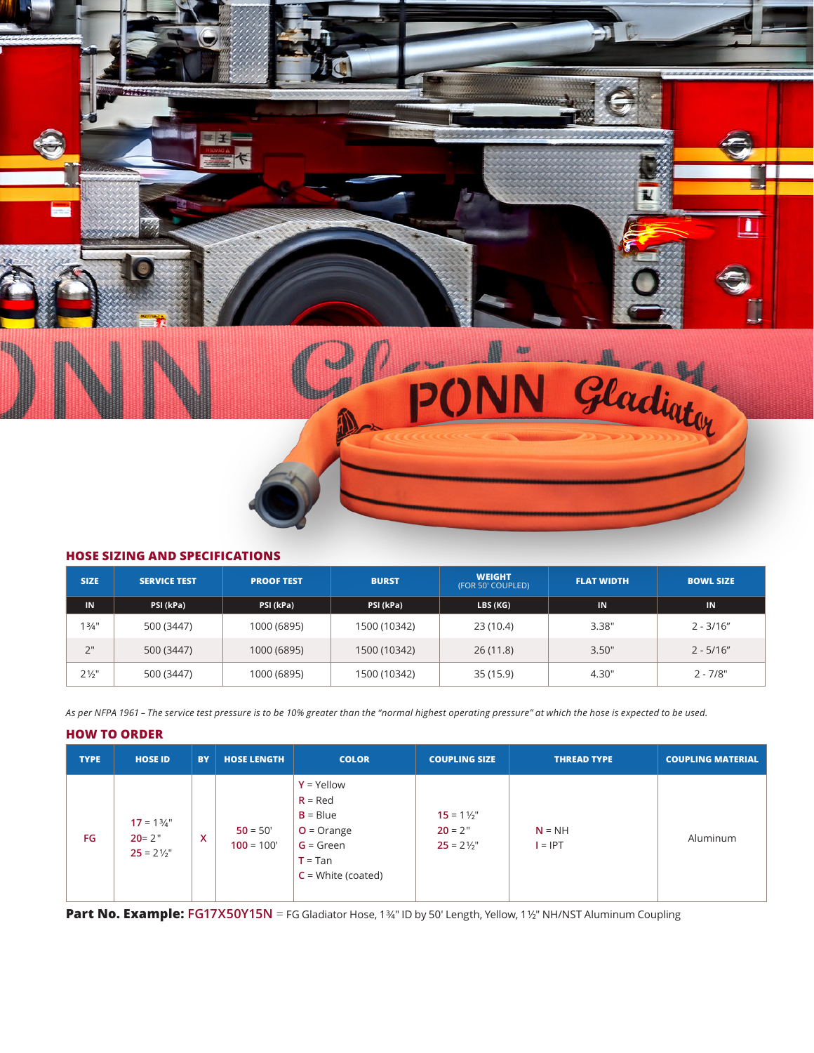## HOSE SIZING AND SPECIFICATIONS

| SIZE | SERVICE TEST | PROOF TEST | BURST | WEIGHT (FOR 50' COUPLED) | FLAT WIDTH | BOWL SIZE |
|---|---|---|---|---|---|---|
| IN | PSI (kPa) | PSI (kPa) | PSI (kPa) | LBS (KG) | IN | IN |
| 1¾" | 500 (3447) | 1000 (6895) | 1500 (10342) | 23 (10.4) | 3.38" | 2 - 3/16" |
| 2" | 500 (3447) | 1000 (6895) | 1500 (10342) | 26 (11.8) | 3.50" | 2 - 5/16" |
| 2½" | 500 (3447) | 1000 (6895) | 1500 (10342) | 35 (15.9) | 4.30" | 2 - 7/8" |

*As per NFPA 1961 – The service test pressure is to be 10% greater than the "normal highest operating pressure" at which the hose is expected to be used.*

## HOW TO ORDER

| TYPE | HOSE ID | BY | HOSE LENGTH | COLOR | COUPLING SIZE | THREAD TYPE | COUPLING MATERIAL |
|---|---|---|---|---|---|---|---|
| FG | 17 = 1¾"<br>20= 2"<br>25 = 2½" | X | 50 = 50'<br>100 = 100' | Y = Yellow<br>R = Red<br>B = Blue<br>O = Orange<br>G = Green<br>T = Tan<br>C = White (coated) | 15 = 1½"<br>20 = 2"<br>25 = 2½" | N = NH<br>I = IPT | Aluminum |

**Part No. Example:** FG17X50Y15N = FG Gladiator Hose, 1¾" ID by 50' Length, Yellow, 1½" NH/NST Aluminum Coupling